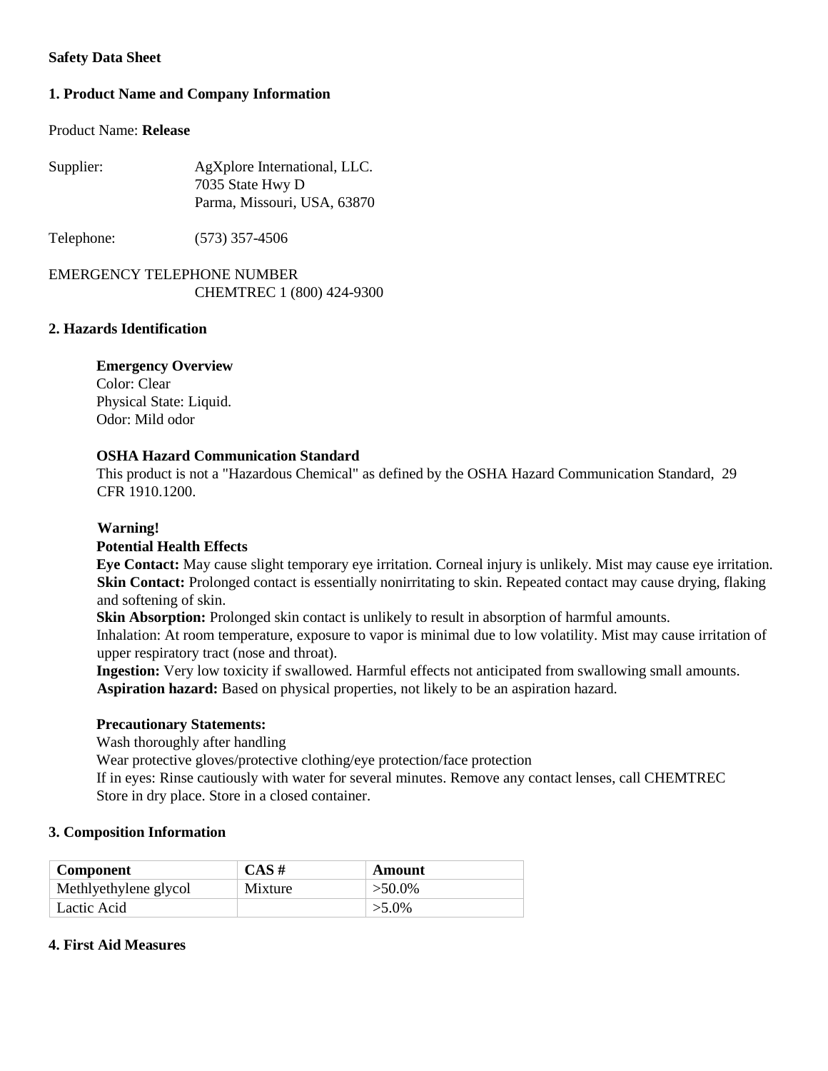**Safety Data Sheet**

## 1. Product Name and Company Information

Product Name: **Release**

Supplier: AgXplore International, LLC.
7035 State Hwy D
Parma, Missouri, USA, 63870

Telephone: (573) 357-4506

EMERGENCY TELEPHONE NUMBER
CHEMTREC 1 (800) 424-9300

## 2. Hazards Identification

**Emergency Overview**
Color: Clear
Physical State: Liquid.
Odor: Mild odor

**OSHA Hazard Communication Standard**
This product is not a "Hazardous Chemical" as defined by the OSHA Hazard Communication Standard, 29 CFR 1910.1200.

**Warning!**
**Potential Health Effects**
**Eye Contact:** May cause slight temporary eye irritation. Corneal injury is unlikely. Mist may cause eye irritation.
**Skin Contact:** Prolonged contact is essentially nonirritating to skin. Repeated contact may cause drying, flaking and softening of skin.
**Skin Absorption:** Prolonged skin contact is unlikely to result in absorption of harmful amounts.
Inhalation: At room temperature, exposure to vapor is minimal due to low volatility. Mist may cause irritation of upper respiratory tract (nose and throat).
**Ingestion:** Very low toxicity if swallowed. Harmful effects not anticipated from swallowing small amounts.
**Aspiration hazard:** Based on physical properties, not likely to be an aspiration hazard.

**Precautionary Statements:**
Wash thoroughly after handling
Wear protective gloves/protective clothing/eye protection/face protection
If in eyes: Rinse cautiously with water for several minutes. Remove any contact lenses, call CHEMTREC
Store in dry place. Store in a closed container.

## 3. Composition Information

| Component | CAS # | Amount |
|---|---|---|
| Methlyethylene glycol | Mixture | >50.0% |
| Lactic Acid | | >5.0% |

## 4. First Aid Measures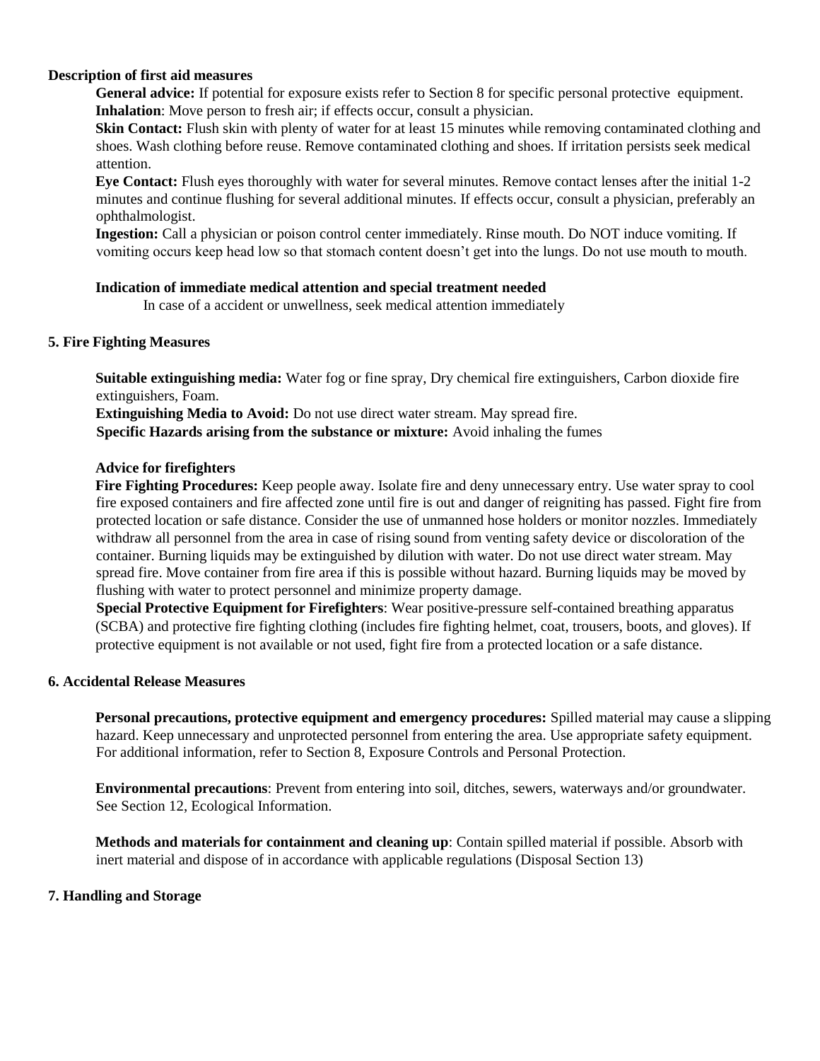**Description of first aid measures**

**General advice:** If potential for exposure exists refer to Section 8 for specific personal protective equipment.

**Inhalation**: Move person to fresh air; if effects occur, consult a physician.

**Skin Contact:** Flush skin with plenty of water for at least 15 minutes while removing contaminated clothing and shoes. Wash clothing before reuse. Remove contaminated clothing and shoes. If irritation persists seek medical attention.

**Eye Contact:** Flush eyes thoroughly with water for several minutes. Remove contact lenses after the initial 1-2 minutes and continue flushing for several additional minutes. If effects occur, consult a physician, preferably an ophthalmologist.

**Ingestion:** Call a physician or poison control center immediately. Rinse mouth. Do NOT induce vomiting. If vomiting occurs keep head low so that stomach content doesn't get into the lungs. Do not use mouth to mouth.

**Indication of immediate medical attention and special treatment needed**

In case of a accident or unwellness, seek medical attention immediately

## 5. Fire Fighting Measures

**Suitable extinguishing media:** Water fog or fine spray, Dry chemical fire extinguishers, Carbon dioxide fire extinguishers, Foam.

**Extinguishing Media to Avoid:** Do not use direct water stream. May spread fire.

**Specific Hazards arising from the substance or mixture:** Avoid inhaling the fumes

**Advice for firefighters**

**Fire Fighting Procedures:** Keep people away. Isolate fire and deny unnecessary entry. Use water spray to cool fire exposed containers and fire affected zone until fire is out and danger of reigniting has passed. Fight fire from protected location or safe distance. Consider the use of unmanned hose holders or monitor nozzles. Immediately withdraw all personnel from the area in case of rising sound from venting safety device or discoloration of the container. Burning liquids may be extinguished by dilution with water. Do not use direct water stream. May spread fire. Move container from fire area if this is possible without hazard. Burning liquids may be moved by flushing with water to protect personnel and minimize property damage.

**Special Protective Equipment for Firefighters**: Wear positive-pressure self-contained breathing apparatus (SCBA) and protective fire fighting clothing (includes fire fighting helmet, coat, trousers, boots, and gloves). If protective equipment is not available or not used, fight fire from a protected location or a safe distance.

## 6. Accidental Release Measures

**Personal precautions, protective equipment and emergency procedures:** Spilled material may cause a slipping hazard. Keep unnecessary and unprotected personnel from entering the area. Use appropriate safety equipment. For additional information, refer to Section 8, Exposure Controls and Personal Protection.

**Environmental precautions**: Prevent from entering into soil, ditches, sewers, waterways and/or groundwater. See Section 12, Ecological Information.

**Methods and materials for containment and cleaning up**: Contain spilled material if possible. Absorb with inert material and dispose of in accordance with applicable regulations (Disposal Section 13)

## 7. Handling and Storage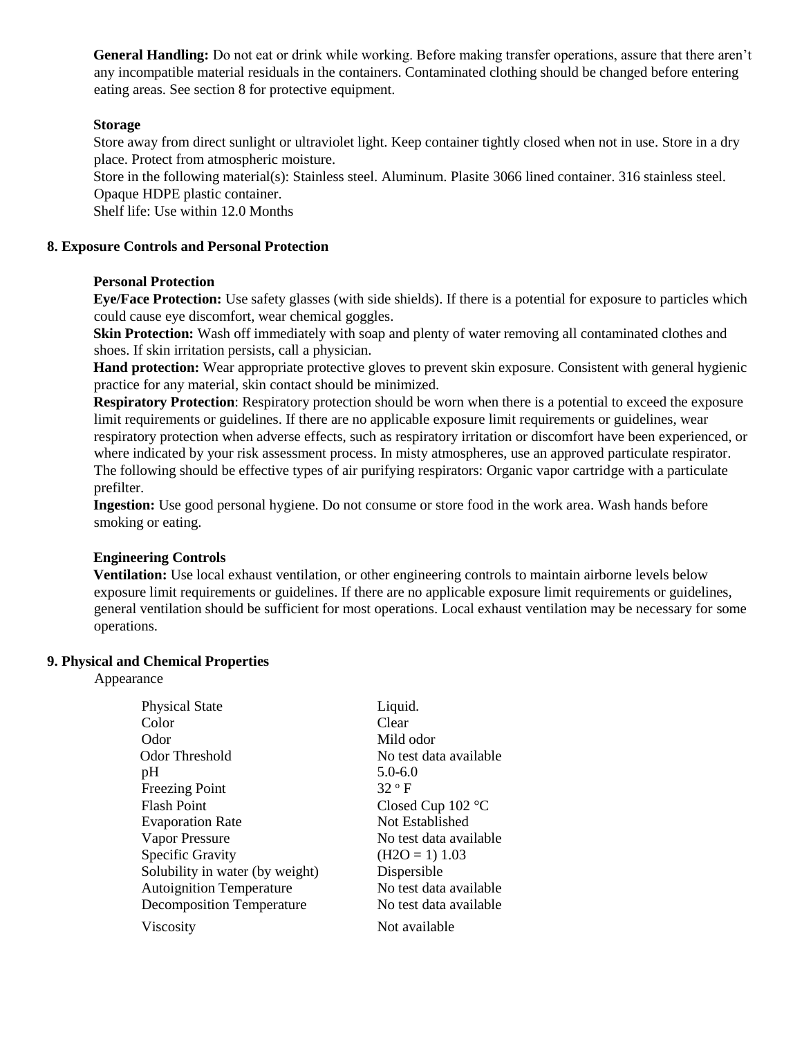**General Handling:** Do not eat or drink while working. Before making transfer operations, assure that there aren't any incompatible material residuals in the containers. Contaminated clothing should be changed before entering eating areas. See section 8 for protective equipment.

**Storage**

Store away from direct sunlight or ultraviolet light. Keep container tightly closed when not in use. Store in a dry place. Protect from atmospheric moisture.

Store in the following material(s): Stainless steel. Aluminum. Plasite 3066 lined container. 316 stainless steel. Opaque HDPE plastic container.

Shelf life: Use within 12.0 Months

## 8. Exposure Controls and Personal Protection

**Personal Protection**

**Eye/Face Protection:** Use safety glasses (with side shields). If there is a potential for exposure to particles which could cause eye discomfort, wear chemical goggles.

**Skin Protection:** Wash off immediately with soap and plenty of water removing all contaminated clothes and shoes. If skin irritation persists, call a physician.

**Hand protection:** Wear appropriate protective gloves to prevent skin exposure. Consistent with general hygienic practice for any material, skin contact should be minimized.

**Respiratory Protection**: Respiratory protection should be worn when there is a potential to exceed the exposure limit requirements or guidelines. If there are no applicable exposure limit requirements or guidelines, wear respiratory protection when adverse effects, such as respiratory irritation or discomfort have been experienced, or where indicated by your risk assessment process. In misty atmospheres, use an approved particulate respirator. The following should be effective types of air purifying respirators: Organic vapor cartridge with a particulate prefilter.

**Ingestion:** Use good personal hygiene. Do not consume or store food in the work area. Wash hands before smoking or eating.

**Engineering Controls**

**Ventilation:** Use local exhaust ventilation, or other engineering controls to maintain airborne levels below exposure limit requirements or guidelines. If there are no applicable exposure limit requirements or guidelines, general ventilation should be sufficient for most operations. Local exhaust ventilation may be necessary for some operations.

## 9. Physical and Chemical Properties

Appearance

| | |
|---|---|
| Physical State | Liquid. |
| Color | Clear |
| Odor | Mild odor |
| Odor Threshold | No test data available |
| pH | 5.0-6.0 |
| Freezing Point | 32 º F |
| Flash Point | Closed Cup 102 °C |
| Evaporation Rate | Not Established |
| Vapor Pressure | No test data available |
| Specific Gravity | ($H_2O$ = 1) 1.03 |
| Solubility in water (by weight) | Dispersible |
| Autoignition Temperature | No test data available |
| Decomposition Temperature | No test data available |
| Viscosity | Not available |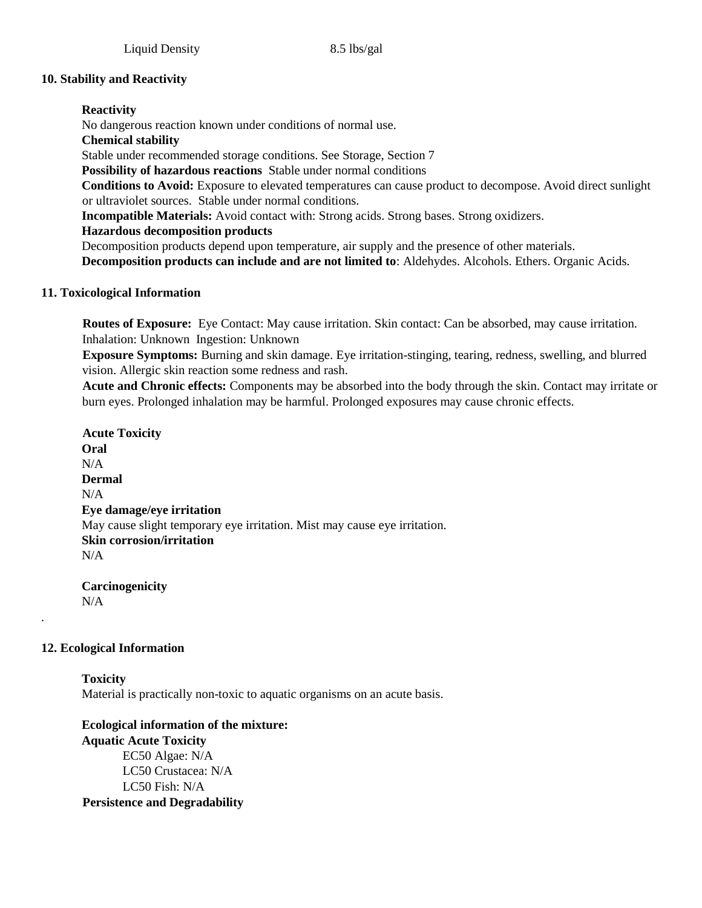Liquid Density 8.5 lbs/gal

## 10. Stability and Reactivity

**Reactivity**
No dangerous reaction known under conditions of normal use.
**Chemical stability**
Stable under recommended storage conditions. See Storage, Section 7
**Possibility of hazardous reactions** Stable under normal conditions
**Conditions to Avoid:** Exposure to elevated temperatures can cause product to decompose. Avoid direct sunlight or ultraviolet sources. Stable under normal conditions.
**Incompatible Materials:** Avoid contact with: Strong acids. Strong bases. Strong oxidizers.
**Hazardous decomposition products**
Decomposition products depend upon temperature, air supply and the presence of other materials.
**Decomposition products can include and are not limited to**: Aldehydes. Alcohols. Ethers. Organic Acids.

## 11. Toxicological Information

**Routes of Exposure:** Eye Contact: May cause irritation. Skin contact: Can be absorbed, may cause irritation. Inhalation: Unknown Ingestion: Unknown
**Exposure Symptoms:** Burning and skin damage. Eye irritation-stinging, tearing, redness, swelling, and blurred vision. Allergic skin reaction some redness and rash.
**Acute and Chronic effects:** Components may be absorbed into the body through the skin. Contact may irritate or burn eyes. Prolonged inhalation may be harmful. Prolonged exposures may cause chronic effects.

**Acute Toxicity**
**Oral**
N/A
**Dermal**
N/A
**Eye damage/eye irritation**
May cause slight temporary eye irritation. Mist may cause eye irritation.
**Skin corrosion/irritation**
N/A

**Carcinogenicity**
N/A

.

## 12. Ecological Information

**Toxicity**
Material is practically non-toxic to aquatic organisms on an acute basis.

**Ecological information of the mixture:**
**Aquatic Acute Toxicity**
EC50 Algae: N/A
LC50 Crustacea: N/A
LC50 Fish: N/A
**Persistence and Degradability**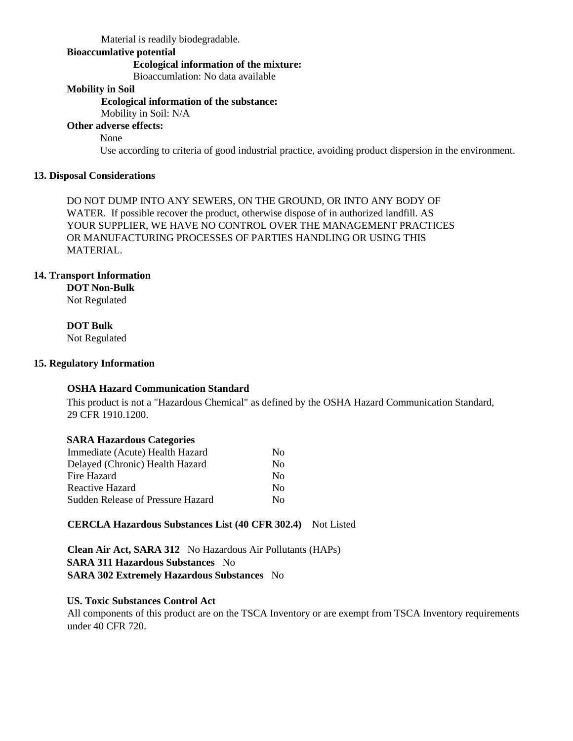Material is readily biodegradable.

**Bioaccumlative potential**

**Ecological information of the mixture:**

Bioaccumlation: No data available

**Mobility in Soil**

**Ecological information of the substance:**

Mobility in Soil: N/A

**Other adverse effects:**

None

Use according to criteria of good industrial practice, avoiding product dispersion in the environment.

## 13. Disposal Considerations

DO NOT DUMP INTO ANY SEWERS, ON THE GROUND, OR INTO ANY BODY OF WATER. If possible recover the product, otherwise dispose of in authorized landfill. AS YOUR SUPPLIER, WE HAVE NO CONTROL OVER THE MANAGEMENT PRACTICES OR MANUFACTURING PROCESSES OF PARTIES HANDLING OR USING THIS MATERIAL.

## 14. Transport Information

**DOT Non-Bulk**

Not Regulated

**DOT Bulk**

Not Regulated

## 15. Regulatory Information

**OSHA Hazard Communication Standard**

This product is not a "Hazardous Chemical" as defined by the OSHA Hazard Communication Standard, 29 CFR 1910.1200.

**SARA Hazardous Categories**

| | |
|---|---|
| Immediate (Acute) Health Hazard | No |
| Delayed (Chronic) Health Hazard | No |
| Fire Hazard | No |
| Reactive Hazard | No |
| Sudden Release of Pressure Hazard | No |

**CERCLA Hazardous Substances List (40 CFR 302.4)** Not Listed

**Clean Air Act, SARA 312** No Hazardous Air Pollutants (HAPs)

**SARA 311 Hazardous Substances** No

**SARA 302 Extremely Hazardous Substances** No

**US. Toxic Substances Control Act**

All components of this product are on the TSCA Inventory or are exempt from TSCA Inventory requirements under 40 CFR 720.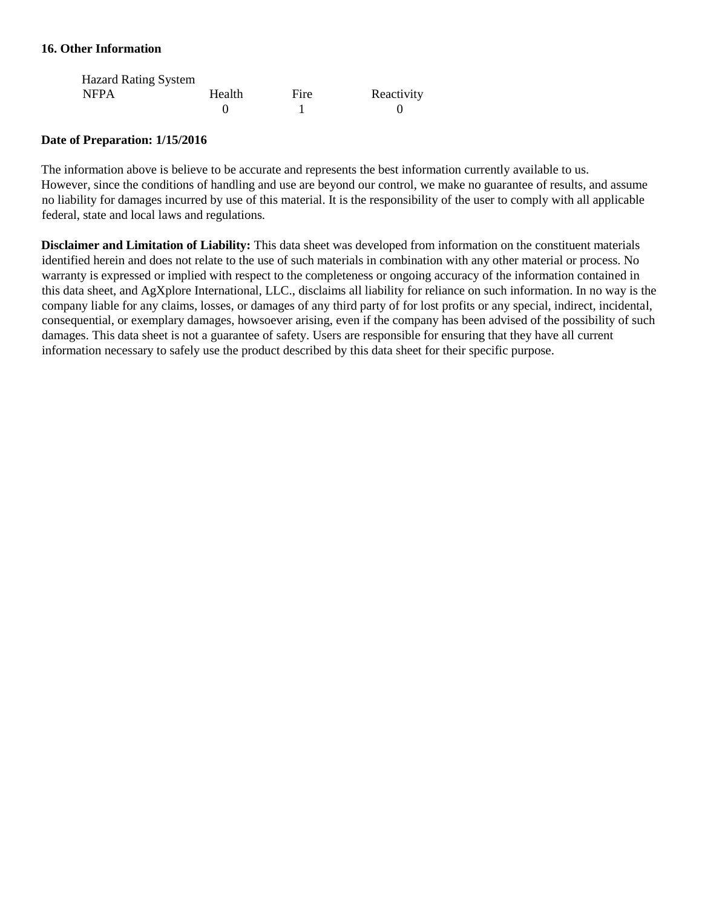**16. Other Information**

Hazard Rating System

| NFPA | Health | Fire | Reactivity |
|---|---|---|---|
| | 0 | 1 | 0 |

**Date of Preparation: 1/15/2016**

The information above is believe to be accurate and represents the best information currently available to us. However, since the conditions of handling and use are beyond our control, we make no guarantee of results, and assume no liability for damages incurred by use of this material. It is the responsibility of the user to comply with all applicable federal, state and local laws and regulations.

**Disclaimer and Limitation of Liability:** This data sheet was developed from information on the constituent materials identified herein and does not relate to the use of such materials in combination with any other material or process. No warranty is expressed or implied with respect to the completeness or ongoing accuracy of the information contained in this data sheet, and AgXplore International, LLC., disclaims all liability for reliance on such information. In no way is the company liable for any claims, losses, or damages of any third party of for lost profits or any special, indirect, incidental, consequential, or exemplary damages, howsoever arising, even if the company has been advised of the possibility of such damages. This data sheet is not a guarantee of safety. Users are responsible for ensuring that they have all current information necessary to safely use the product described by this data sheet for their specific purpose.